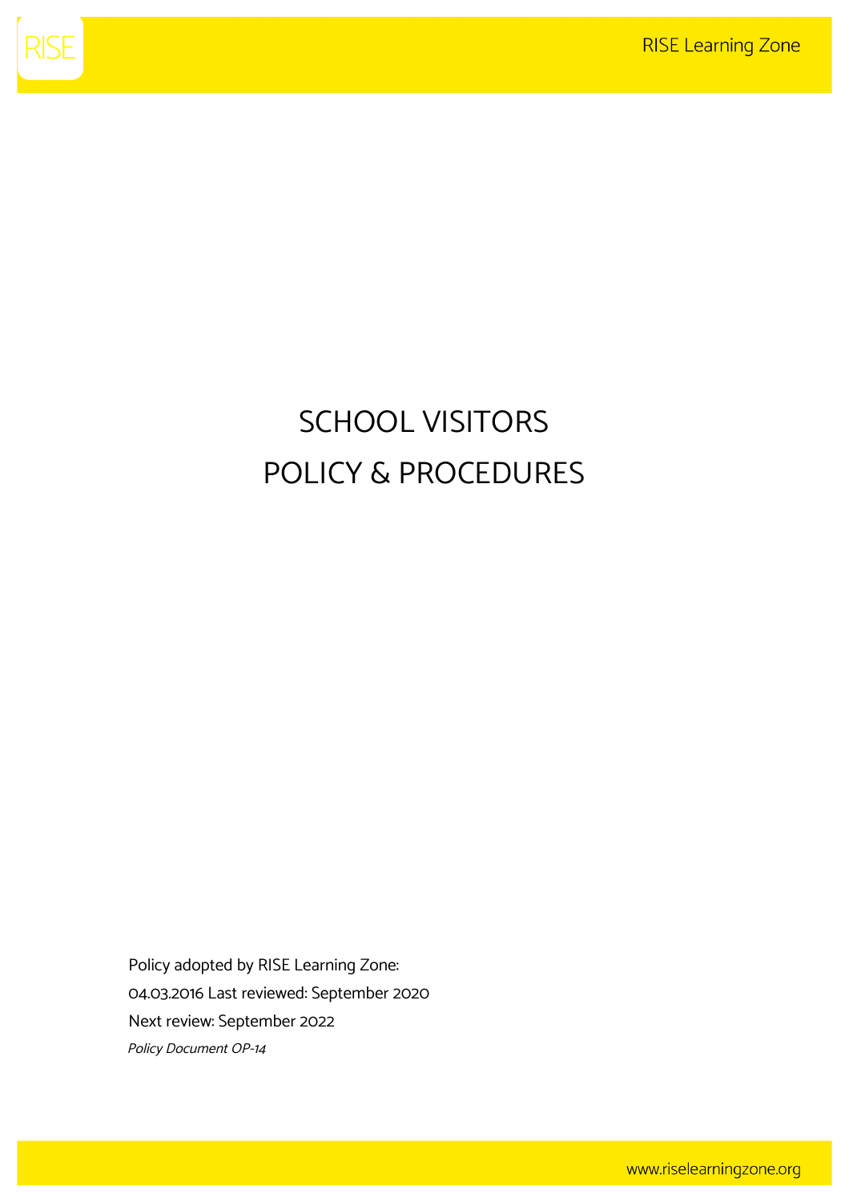# SCHOOL VISITORS
# POLICY & PROCEDURES

Policy adopted by RISE Learning Zone:
04.03.2016 Last reviewed: September 2020
Next review: September 2022
*Policy Document OP-14*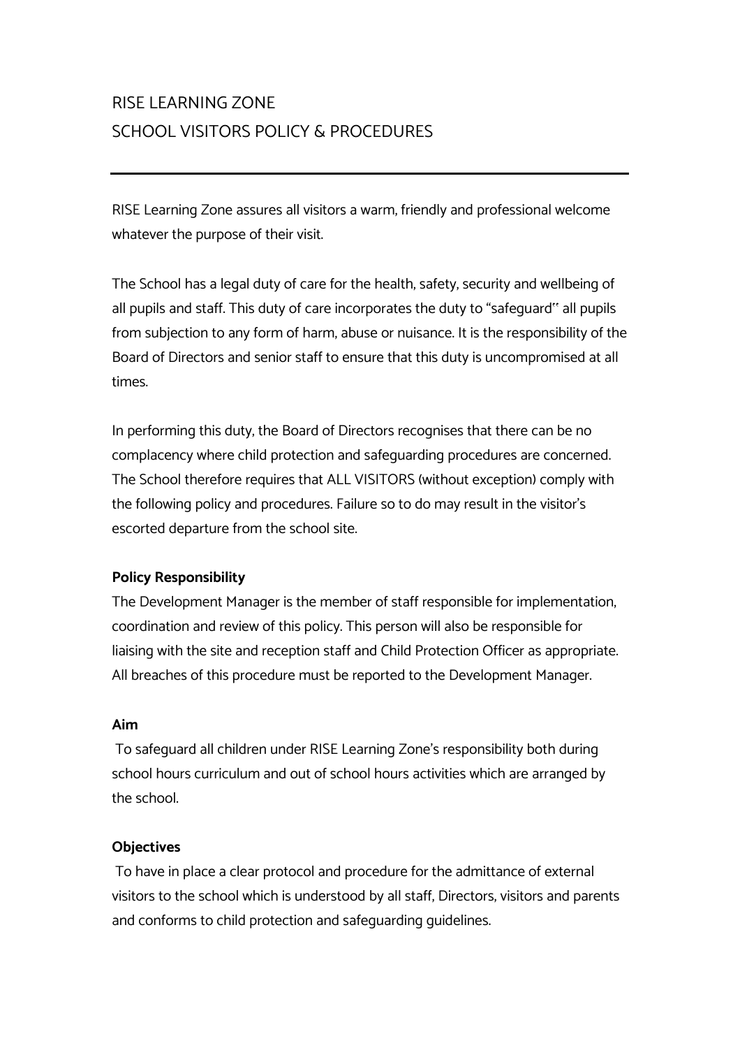# RISE LEARNING ZONE
# SCHOOL VISITORS POLICY & PROCEDURES

---

RISE Learning Zone assures all visitors a warm, friendly and professional welcome whatever the purpose of their visit.

The School has a legal duty of care for the health, safety, security and wellbeing of all pupils and staff. This duty of care incorporates the duty to "safeguard" all pupils from subjection to any form of harm, abuse or nuisance. It is the responsibility of the Board of Directors and senior staff to ensure that this duty is uncompromised at all times.

In performing this duty, the Board of Directors recognises that there can be no complacency where child protection and safeguarding procedures are concerned. The School therefore requires that ALL VISITORS (without exception) comply with the following policy and procedures. Failure so to do may result in the visitor's escorted departure from the school site.

**Policy Responsibility**

The Development Manager is the member of staff responsible for implementation, coordination and review of this policy. This person will also be responsible for liaising with the site and reception staff and Child Protection Officer as appropriate. All breaches of this procedure must be reported to the Development Manager.

**Aim**

To safeguard all children under RISE Learning Zone's responsibility both during school hours curriculum and out of school hours activities which are arranged by the school.

**Objectives**

To have in place a clear protocol and procedure for the admittance of external visitors to the school which is understood by all staff, Directors, visitors and parents and conforms to child protection and safeguarding guidelines.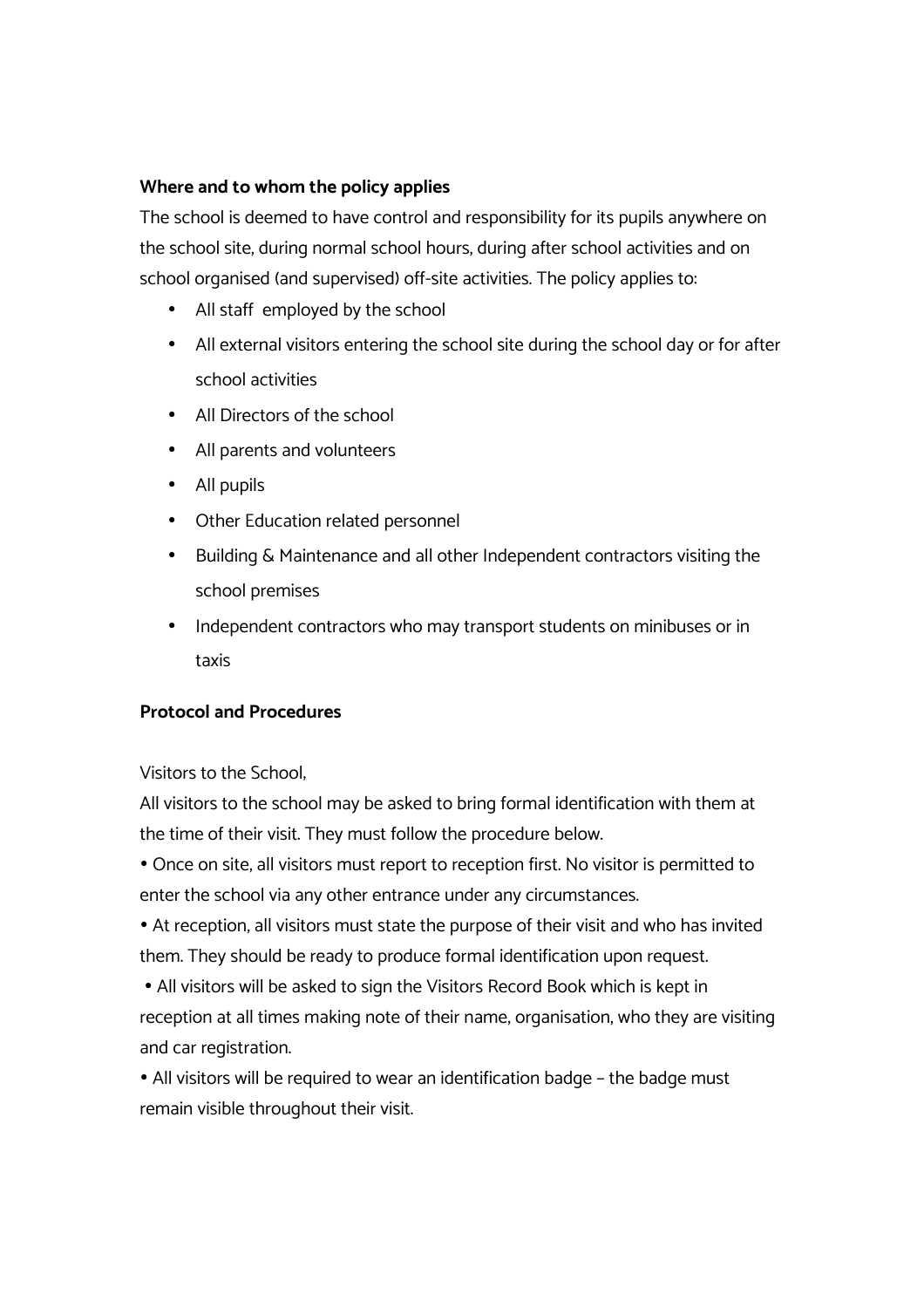**Where and to whom the policy applies**

The school is deemed to have control and responsibility for its pupils anywhere on the school site, during normal school hours, during after school activities and on school organised (and supervised) off-site activities. The policy applies to:

- All staff employed by the school
- All external visitors entering the school site during the school day or for after school activities
- All Directors of the school
- All parents and volunteers
- All pupils
- Other Education related personnel
- Building & Maintenance and all other Independent contractors visiting the school premises
- Independent contractors who may transport students on minibuses or in taxis

**Protocol and Procedures**

Visitors to the School,

All visitors to the school may be asked to bring formal identification with them at the time of their visit. They must follow the procedure below.

• Once on site, all visitors must report to reception first. No visitor is permitted to enter the school via any other entrance under any circumstances.

• At reception, all visitors must state the purpose of their visit and who has invited them. They should be ready to produce formal identification upon request.

• All visitors will be asked to sign the Visitors Record Book which is kept in reception at all times making note of their name, organisation, who they are visiting and car registration.

• All visitors will be required to wear an identification badge – the badge must remain visible throughout their visit.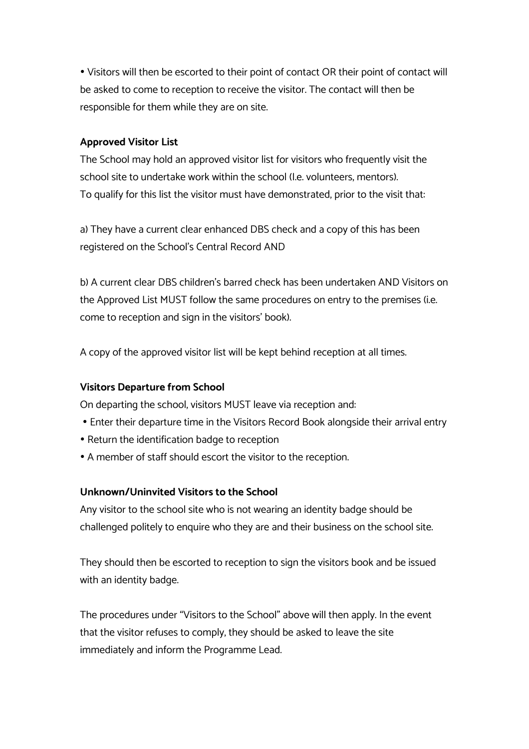- Visitors will then be escorted to their point of contact OR their point of contact will be asked to come to reception to receive the visitor. The contact will then be responsible for them while they are on site.

**Approved Visitor List**

The School may hold an approved visitor list for visitors who frequently visit the school site to undertake work within the school (I.e. volunteers, mentors).
To qualify for this list the visitor must have demonstrated, prior to the visit that:

a) They have a current clear enhanced DBS check and a copy of this has been registered on the School's Central Record AND

b) A current clear DBS children's barred check has been undertaken AND Visitors on the Approved List MUST follow the same procedures on entry to the premises (i.e. come to reception and sign in the visitors' book).

A copy of the approved visitor list will be kept behind reception at all times.

**Visitors Departure from School**

On departing the school, visitors MUST leave via reception and:

- Enter their departure time in the Visitors Record Book alongside their arrival entry
- Return the identification badge to reception
- A member of staff should escort the visitor to the reception.

**Unknown/Uninvited Visitors to the School**

Any visitor to the school site who is not wearing an identity badge should be challenged politely to enquire who they are and their business on the school site.

They should then be escorted to reception to sign the visitors book and be issued with an identity badge.

The procedures under "Visitors to the School" above will then apply. In the event that the visitor refuses to comply, they should be asked to leave the site immediately and inform the Programme Lead.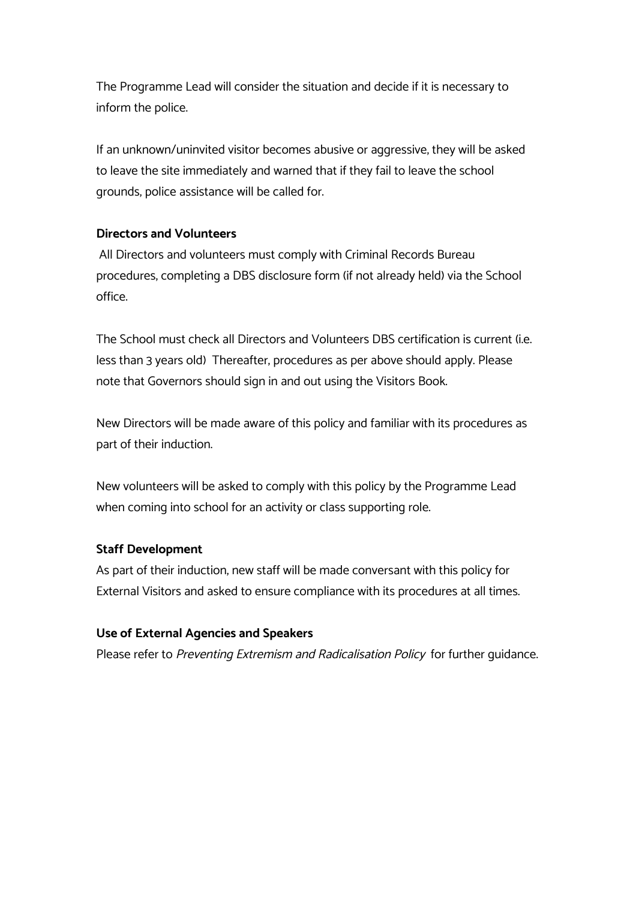The Programme Lead will consider the situation and decide if it is necessary to inform the police.

If an unknown/uninvited visitor becomes abusive or aggressive, they will be asked to leave the site immediately and warned that if they fail to leave the school grounds, police assistance will be called for.

**Directors and Volunteers**

All Directors and volunteers must comply with Criminal Records Bureau procedures, completing a DBS disclosure form (if not already held) via the School office.

The School must check all Directors and Volunteers DBS certification is current (i.e. less than 3 years old) Thereafter, procedures as per above should apply. Please note that Governors should sign in and out using the Visitors Book.

New Directors will be made aware of this policy and familiar with its procedures as part of their induction.

New volunteers will be asked to comply with this policy by the Programme Lead when coming into school for an activity or class supporting role.

**Staff Development**

As part of their induction, new staff will be made conversant with this policy for External Visitors and asked to ensure compliance with its procedures at all times.

**Use of External Agencies and Speakers**

Please refer to *Preventing Extremism and Radicalisation Policy* for further guidance.